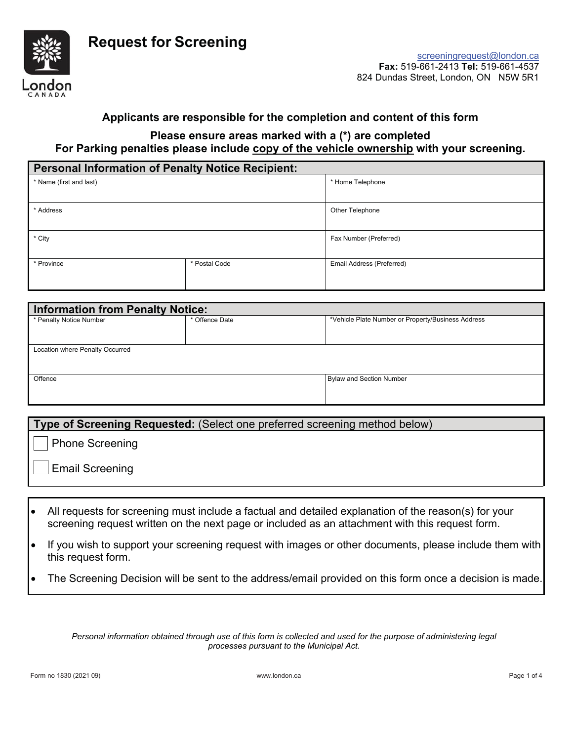# Request for Screening

screeningrequest@london.ca
**Fax:** 519-661-2413 **Tel:** 519-661-4537
824 Dundas Street, London, ON N5W 5R1

**Applicants are responsible for the completion and content of this form**

**Please ensure areas marked with a (*) are completed**
**For Parking penalties please include copy of the vehicle ownership with your screening.**

## Personal Information of Penalty Notice Recipient:

| | | |
|---|---|---|
| * Name (first and last) | | * Home Telephone |
| * Address | | Other Telephone |
| * City | | Fax Number (Preferred) |
| * Province | * Postal Code | Email Address (Preferred) |

## Information from Penalty Notice:

| | | |
|---|---|---|
| * Penalty Notice Number | * Offence Date | *Vehicle Plate Number or Property/Business Address |
| Location where Penalty Occurred | | |
| Offence | | Bylaw and Section Number |

## Type of Screening Requested: (Select one preferred screening method below)

- ☐ Phone Screening
- ☐ Email Screening

- All requests for screening must include a factual and detailed explanation of the reason(s) for your screening request written on the next page or included as an attachment with this request form.
- If you wish to support your screening request with images or other documents, please include them with this request form.
- The Screening Decision will be sent to the address/email provided on this form once a decision is made.

*Personal information obtained through use of this form is collected and used for the purpose of administering legal processes pursuant to the Municipal Act.*

Form no 1830 (2021 09) www.london.ca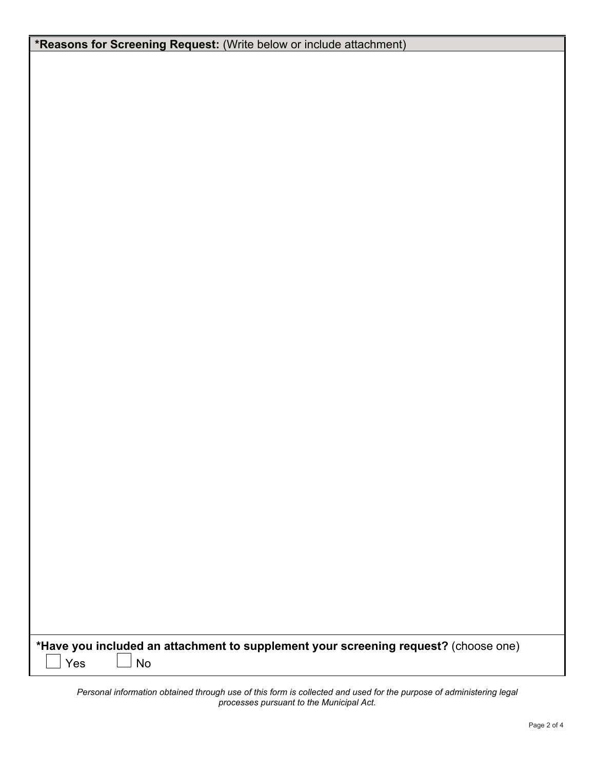**\*Reasons for Screening Request:** (Write below or include attachment)

**\*Have you included an attachment to supplement your screening request?** (choose one)

☐ Yes ☐ No

*Personal information obtained through use of this form is collected and used for the purpose of administering legal processes pursuant to the Municipal Act.*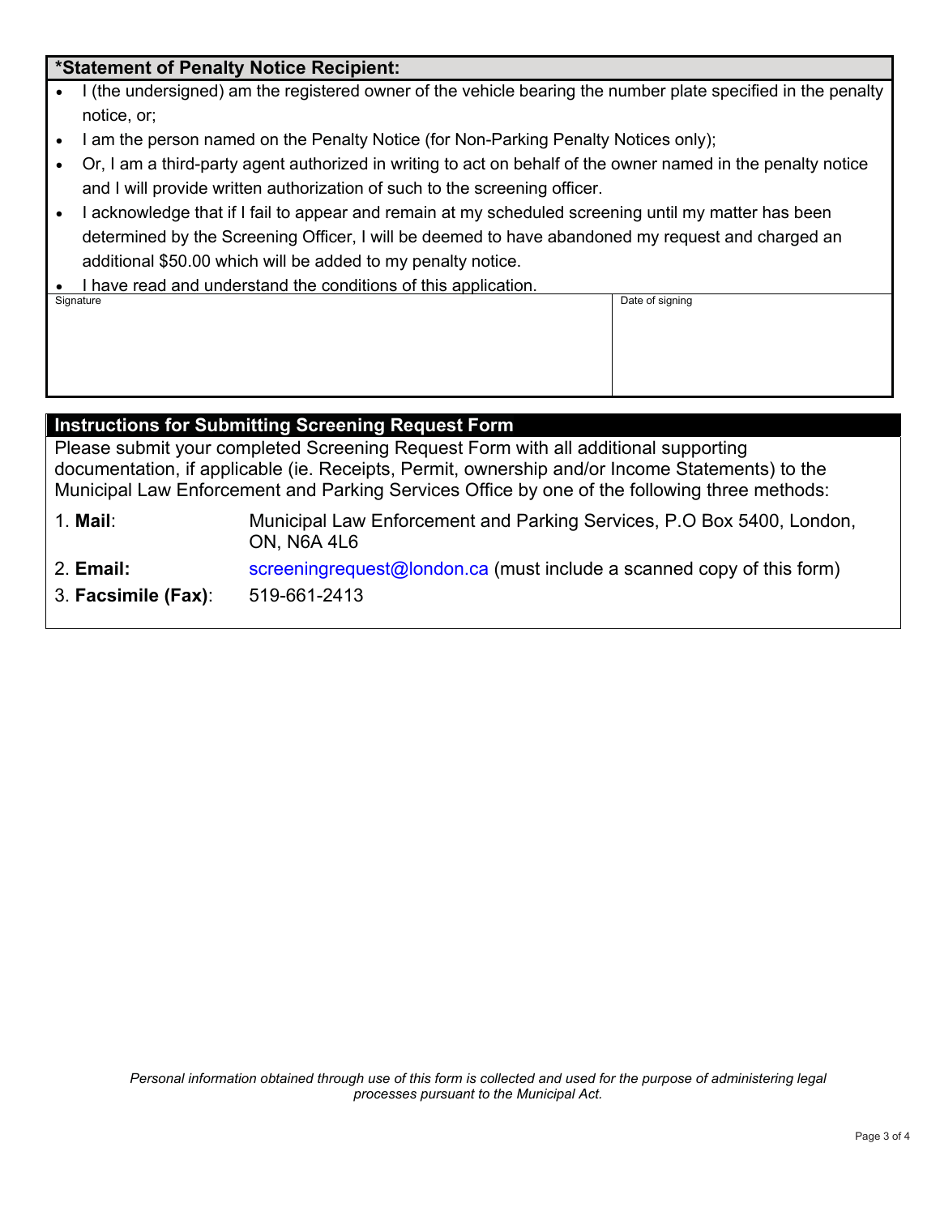## *Statement of Penalty Notice Recipient:

- I (the undersigned) am the registered owner of the vehicle bearing the number plate specified in the penalty notice, or;
- I am the person named on the Penalty Notice (for Non-Parking Penalty Notices only);
- Or, I am a third-party agent authorized in writing to act on behalf of the owner named in the penalty notice and I will provide written authorization of such to the screening officer.
- I acknowledge that if I fail to appear and remain at my scheduled screening until my matter has been determined by the Screening Officer, I will be deemed to have abandoned my request and charged an additional $50.00 which will be added to my penalty notice.
- I have read and understand the conditions of this application.

| Signature | Date of signing |
| --- | --- |
| | |

## Instructions for Submitting Screening Request Form

Please submit your completed Screening Request Form with all additional supporting documentation, if applicable (ie. Receipts, Permit, ownership and/or Income Statements) to the Municipal Law Enforcement and Parking Services Office by one of the following three methods:

1. **Mail**: Municipal Law Enforcement and Parking Services, P.O Box 5400, London, ON, N6A 4L6
2. **Email:** screeningrequest@london.ca (must include a scanned copy of this form)
3. **Facsimile (Fax)**: 519-661-2413

*Personal information obtained through use of this form is collected and used for the purpose of administering legal processes pursuant to the Municipal Act.*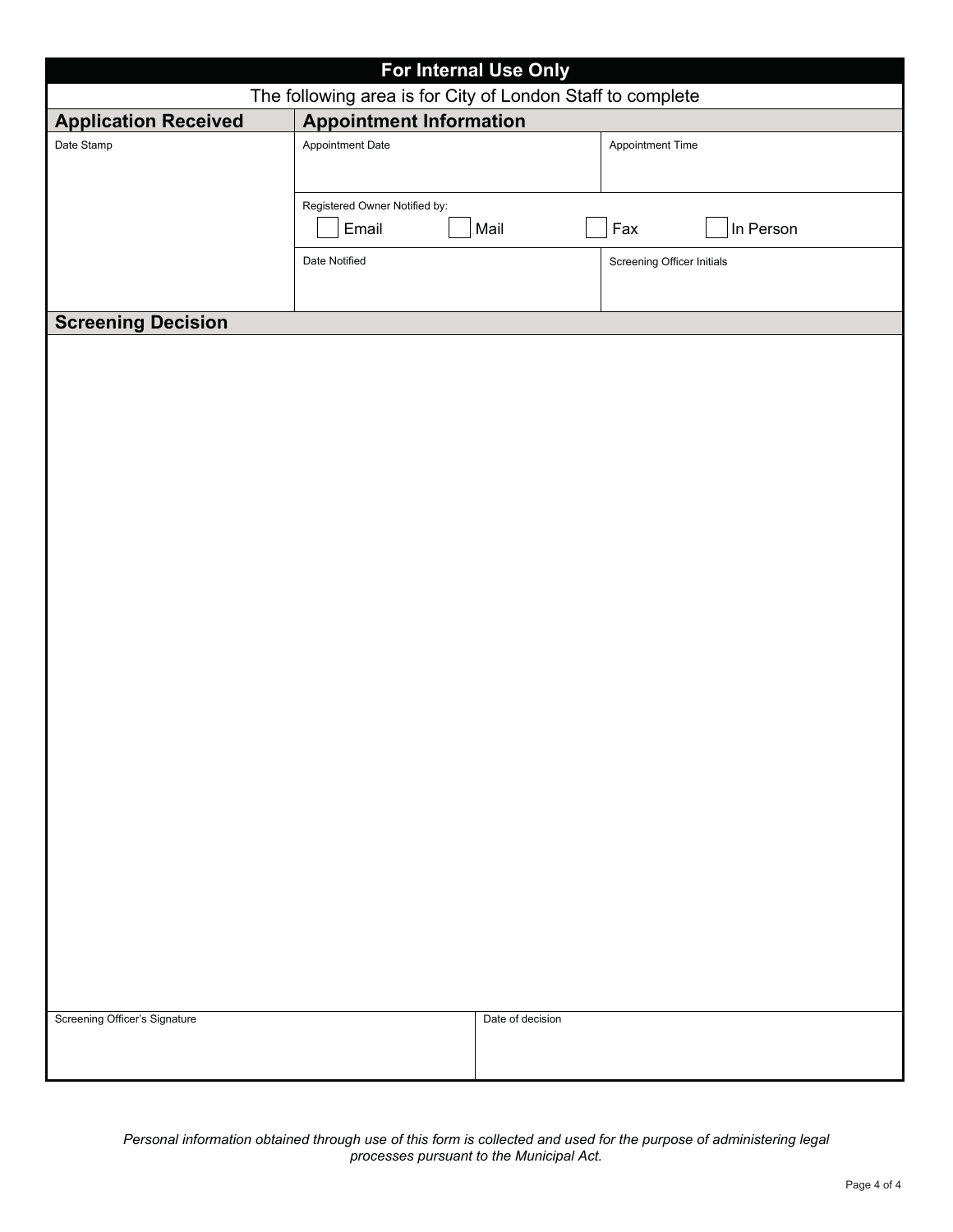## For Internal Use Only

The following area is for City of London Staff to complete

| Application Received | Appointment Information | |
|---|---|---|
| Date Stamp | Appointment Date | Appointment Time |
| | Registered Owner Notified by: ☐ Email ☐ Mail ☐ Fax ☐ In Person | |
| | Date Notified | Screening Officer Initials |

## Screening Decision

| Screening Officer's Signature | Date of decision |
|---|---|
| | |

*Personal information obtained through use of this form is collected and used for the purpose of administering legal processes pursuant to the Municipal Act.*